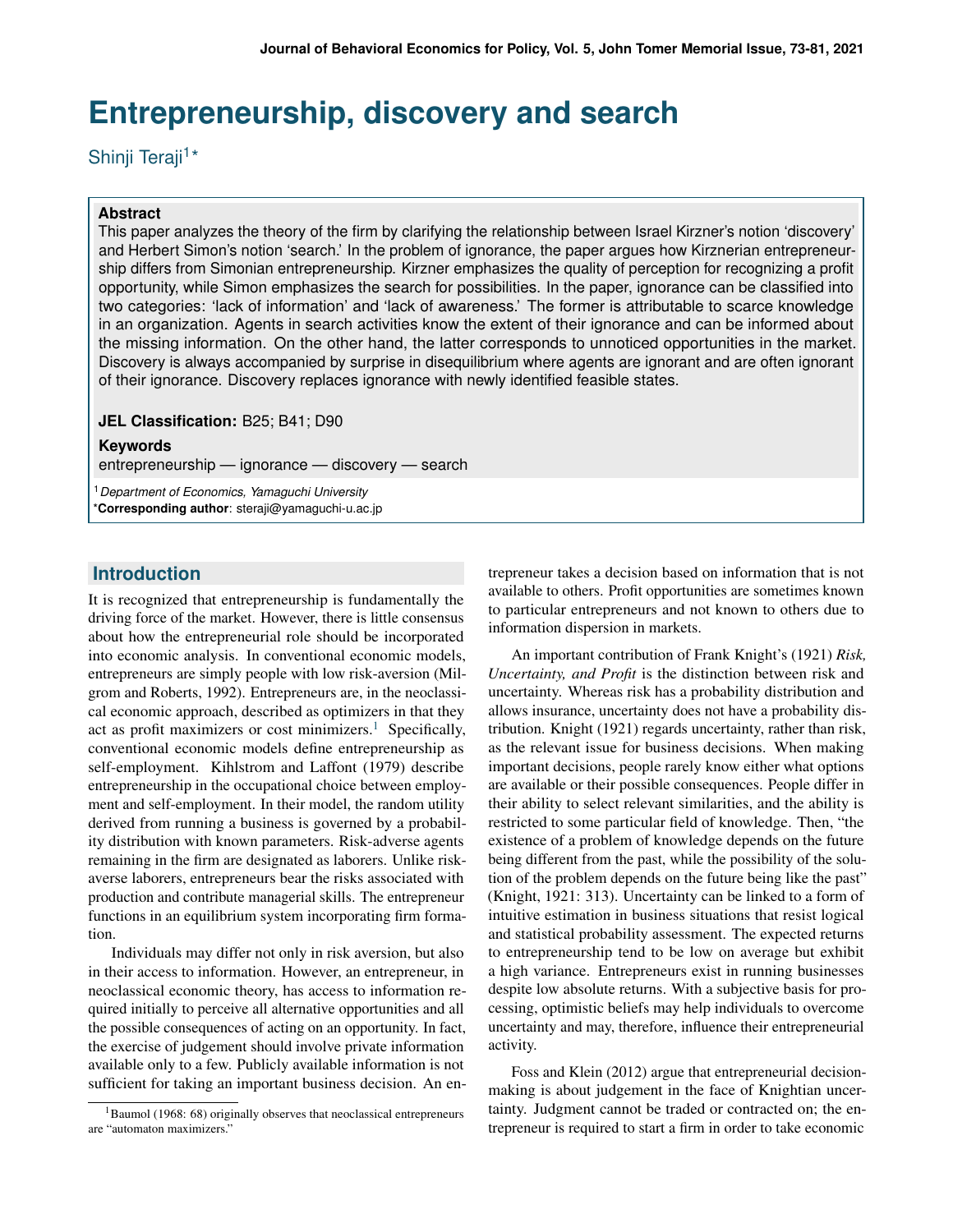# Entrepreneurship, discovery and search

Shinji Teraji[1]*

**Abstract**

This paper analyzes the theory of the firm by clarifying the relationship between Israel Kirzner's notion 'discovery' and Herbert Simon's notion 'search.' In the problem of ignorance, the paper argues how Kirznerian entrepreneurship differs from Simonian entrepreneurship. Kirzner emphasizes the quality of perception for recognizing a profit opportunity, while Simon emphasizes the search for possibilities. In the paper, ignorance can be classified into two categories: 'lack of information' and 'lack of awareness.' The former is attributable to scarce knowledge in an organization. Agents in search activities know the extent of their ignorance and can be informed about the missing information. On the other hand, the latter corresponds to unnoticed opportunities in the market. Discovery is always accompanied by surprise in disequilibrium where agents are ignorant and are often ignorant of their ignorance. Discovery replaces ignorance with newly identified feasible states.

**JEL Classification:** B25; B41; D90

**Keywords**

entrepreneurship — ignorance — discovery — search

[1] *Department of Economics, Yamaguchi University*
***Corresponding author**: steraji@yamaguchi-u.ac.jp

## Introduction

It is recognized that entrepreneurship is fundamentally the driving force of the market. However, there is little consensus about how the entrepreneurial role should be incorporated into economic analysis. In conventional economic models, entrepreneurs are simply people with low risk-aversion (Milgrom and Roberts, 1992). Entrepreneurs are, in the neoclassical economic approach, described as optimizers in that they act as profit maximizers or cost minimizers.[1] Specifically, conventional economic models define entrepreneurship as self-employment. Kihlstrom and Laffont (1979) describe entrepreneurship in the occupational choice between employment and self-employment. In their model, the random utility derived from running a business is governed by a probability distribution with known parameters. Risk-adverse agents remaining in the firm are designated as laborers. Unlike risk-averse laborers, entrepreneurs bear the risks associated with production and contribute managerial skills. The entrepreneur functions in an equilibrium system incorporating firm formation.

Individuals may differ not only in risk aversion, but also in their access to information. However, an entrepreneur, in neoclassical economic theory, has access to information required initially to perceive all alternative opportunities and all the possible consequences of acting on an opportunity. In fact, the exercise of judgement should involve private information available only to a few. Publicly available information is not sufficient for taking an important business decision. An entrepreneur takes a decision based on information that is not available to others. Profit opportunities are sometimes known to particular entrepreneurs and not known to others due to information dispersion in markets.

An important contribution of Frank Knight's (1921) *Risk, Uncertainty, and Profit* is the distinction between risk and uncertainty. Whereas risk has a probability distribution and allows insurance, uncertainty does not have a probability distribution. Knight (1921) regards uncertainty, rather than risk, as the relevant issue for business decisions. When making important decisions, people rarely know either what options are available or their possible consequences. People differ in their ability to select relevant similarities, and the ability is restricted to some particular field of knowledge. Then, "the existence of a problem of knowledge depends on the future being different from the past, while the possibility of the solution of the problem depends on the future being like the past" (Knight, 1921: 313). Uncertainty can be linked to a form of intuitive estimation in business situations that resist logical and statistical probability assessment. The expected returns to entrepreneurship tend to be low on average but exhibit a high variance. Entrepreneurs exist in running businesses despite low absolute returns. With a subjective basis for processing, optimistic beliefs may help individuals to overcome uncertainty and may, therefore, influence their entrepreneurial activity.

Foss and Klein (2012) argue that entrepreneurial decision-making is about judgement in the face of Knightian uncertainty. Judgment cannot be traded or contracted on; the entrepreneur is required to start a firm in order to take economic

[1] Baumol (1968: 68) originally observes that neoclassical entrepreneurs are "automaton maximizers."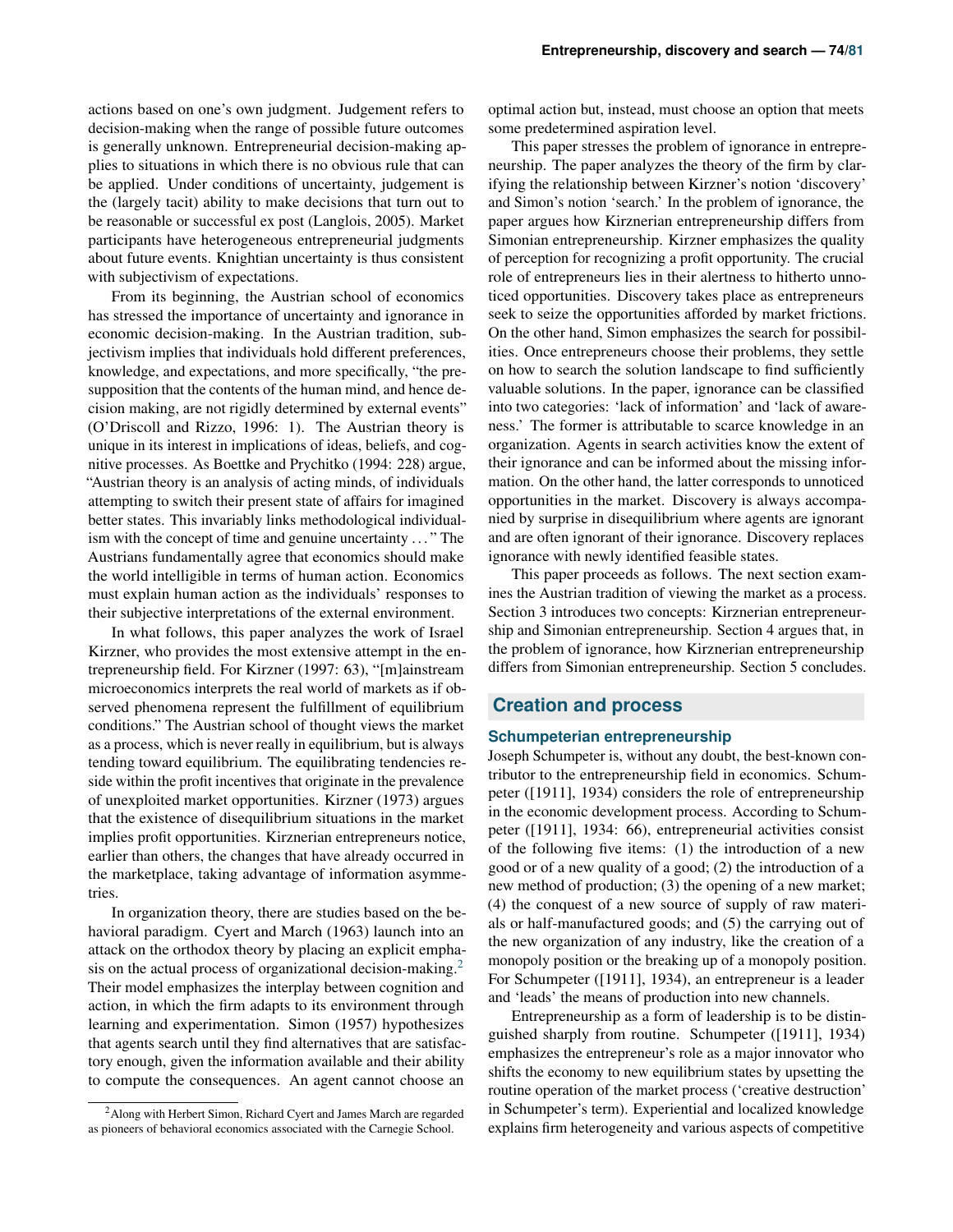actions based on one's own judgment. Judgement refers to decision-making when the range of possible future outcomes is generally unknown. Entrepreneurial decision-making applies to situations in which there is no obvious rule that can be applied. Under conditions of uncertainty, judgement is the (largely tacit) ability to make decisions that turn out to be reasonable or successful ex post (Langlois, 2005). Market participants have heterogeneous entrepreneurial judgments about future events. Knightian uncertainty is thus consistent with subjectivism of expectations.

From its beginning, the Austrian school of economics has stressed the importance of uncertainty and ignorance in economic decision-making. In the Austrian tradition, subjectivism implies that individuals hold different preferences, knowledge, and expectations, and more specifically, "the presupposition that the contents of the human mind, and hence decision making, are not rigidly determined by external events" (O'Driscoll and Rizzo, 1996: 1). The Austrian theory is unique in its interest in implications of ideas, beliefs, and cognitive processes. As Boettke and Prychitko (1994: 228) argue, "Austrian theory is an analysis of acting minds, of individuals attempting to switch their present state of affairs for imagined better states. This invariably links methodological individualism with the concept of time and genuine uncertainty ..." The Austrians fundamentally agree that economics should make the world intelligible in terms of human action. Economics must explain human action as the individuals' responses to their subjective interpretations of the external environment.

In what follows, this paper analyzes the work of Israel Kirzner, who provides the most extensive attempt in the entrepreneurship field. For Kirzner (1997: 63), "[m]ainstream microeconomics interprets the real world of markets as if observed phenomena represent the fulfillment of equilibrium conditions." The Austrian school of thought views the market as a process, which is never really in equilibrium, but is always tending toward equilibrium. The equilibrating tendencies reside within the profit incentives that originate in the prevalence of unexploited market opportunities. Kirzner (1973) argues that the existence of disequilibrium situations in the market implies profit opportunities. Kirznerian entrepreneurs notice, earlier than others, the changes that have already occurred in the marketplace, taking advantage of information asymmetries.

In organization theory, there are studies based on the behavioral paradigm. Cyert and March (1963) launch into an attack on the orthodox theory by placing an explicit emphasis on the actual process of organizational decision-making.[2] Their model emphasizes the interplay between cognition and action, in which the firm adapts to its environment through learning and experimentation. Simon (1957) hypothesizes that agents search until they find alternatives that are satisfactory enough, given the information available and their ability to compute the consequences. An agent cannot choose an optimal action but, instead, must choose an option that meets some predetermined aspiration level.

This paper stresses the problem of ignorance in entrepreneurship. The paper analyzes the theory of the firm by clarifying the relationship between Kirzner's notion 'discovery' and Simon's notion 'search.' In the problem of ignorance, the paper argues how Kirznerian entrepreneurship differs from Simonian entrepreneurship. Kirzner emphasizes the quality of perception for recognizing a profit opportunity. The crucial role of entrepreneurs lies in their alertness to hitherto unnoticed opportunities. Discovery takes place as entrepreneurs seek to seize the opportunities afforded by market frictions. On the other hand, Simon emphasizes the search for possibilities. Once entrepreneurs choose their problems, they settle on how to search the solution landscape to find sufficiently valuable solutions. In the paper, ignorance can be classified into two categories: 'lack of information' and 'lack of awareness.' The former is attributable to scarce knowledge in an organization. Agents in search activities know the extent of their ignorance and can be informed about the missing information. On the other hand, the latter corresponds to unnoticed opportunities in the market. Discovery is always accompanied by surprise in disequilibrium where agents are ignorant and are often ignorant of their ignorance. Discovery replaces ignorance with newly identified feasible states.

This paper proceeds as follows. The next section examines the Austrian tradition of viewing the market as a process. Section 3 introduces two concepts: Kirznerian entrepreneurship and Simonian entrepreneurship. Section 4 argues that, in the problem of ignorance, how Kirznerian entrepreneurship differs from Simonian entrepreneurship. Section 5 concludes.

## Creation and process

### Schumpeterian entrepreneurship

Joseph Schumpeter is, without any doubt, the best-known contributor to the entrepreneurship field in economics. Schumpeter ([1911], 1934) considers the role of entrepreneurship in the economic development process. According to Schumpeter ([1911], 1934: 66), entrepreneurial activities consist of the following five items: (1) the introduction of a new good or of a new quality of a good; (2) the introduction of a new method of production; (3) the opening of a new market; (4) the conquest of a new source of supply of raw materials or half-manufactured goods; and (5) the carrying out of the new organization of any industry, like the creation of a monopoly position or the breaking up of a monopoly position. For Schumpeter ([1911], 1934), an entrepreneur is a leader and 'leads' the means of production into new channels.

Entrepreneurship as a form of leadership is to be distinguished sharply from routine. Schumpeter ([1911], 1934) emphasizes the entrepreneur's role as a major innovator who shifts the economy to new equilibrium states by upsetting the routine operation of the market process ('creative destruction' in Schumpeter's term). Experiential and localized knowledge explains firm heterogeneity and various aspects of competitive

[2] Along with Herbert Simon, Richard Cyert and James March are regarded as pioneers of behavioral economics associated with the Carnegie School.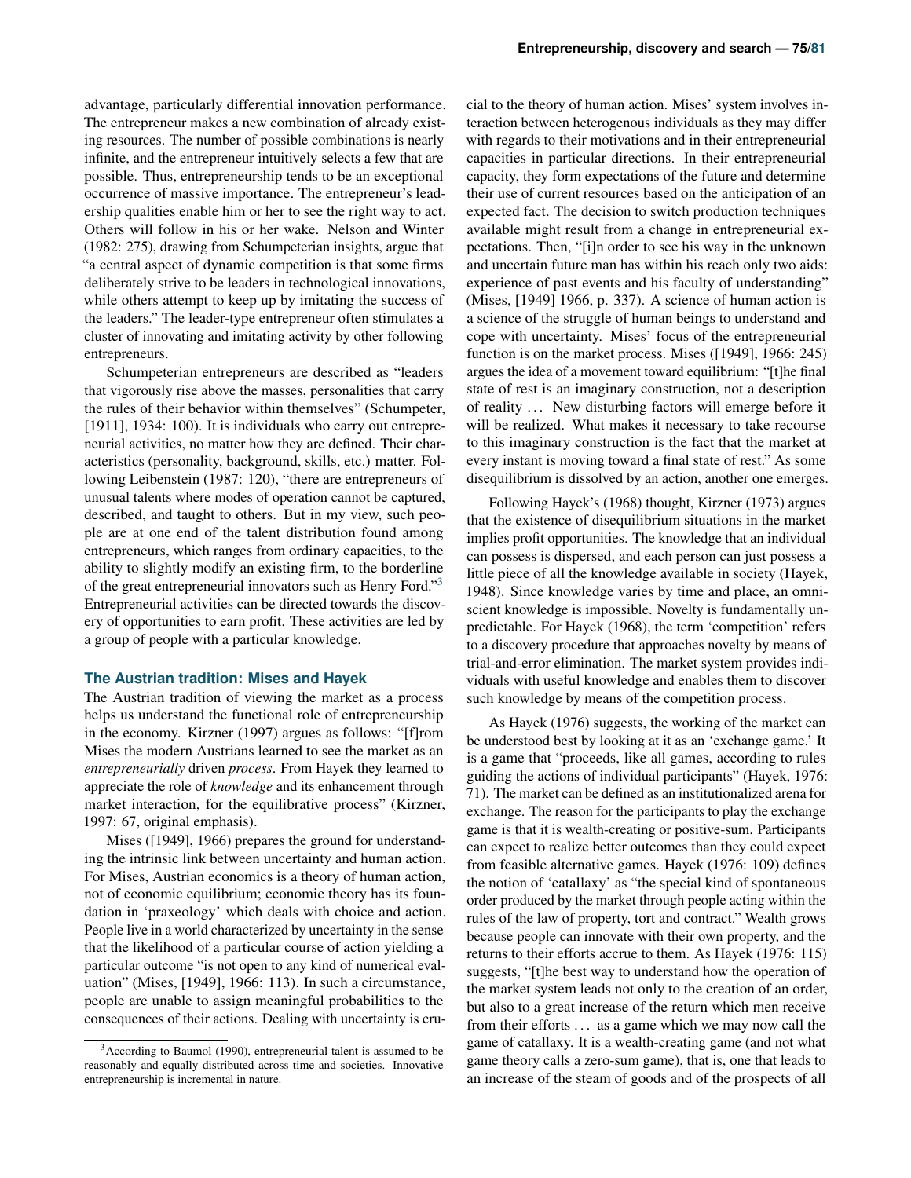advantage, particularly differential innovation performance. The entrepreneur makes a new combination of already existing resources. The number of possible combinations is nearly infinite, and the entrepreneur intuitively selects a few that are possible. Thus, entrepreneurship tends to be an exceptional occurrence of massive importance. The entrepreneur's leadership qualities enable him or her to see the right way to act. Others will follow in his or her wake. Nelson and Winter (1982: 275), drawing from Schumpeterian insights, argue that "a central aspect of dynamic competition is that some firms deliberately strive to be leaders in technological innovations, while others attempt to keep up by imitating the success of the leaders." The leader-type entrepreneur often stimulates a cluster of innovating and imitating activity by other following entrepreneurs.

Schumpeterian entrepreneurs are described as "leaders that vigorously rise above the masses, personalities that carry the rules of their behavior within themselves" (Schumpeter, [1911], 1934: 100). It is individuals who carry out entrepreneurial activities, no matter how they are defined. Their characteristics (personality, background, skills, etc.) matter. Following Leibenstein (1987: 120), "there are entrepreneurs of unusual talents where modes of operation cannot be captured, described, and taught to others. But in my view, such people are at one end of the talent distribution found among entrepreneurs, which ranges from ordinary capacities, to the ability to slightly modify an existing firm, to the borderline of the great entrepreneurial innovators such as Henry Ford."[3] Entrepreneurial activities can be directed towards the discovery of opportunities to earn profit. These activities are led by a group of people with a particular knowledge.

### The Austrian tradition: Mises and Hayek

The Austrian tradition of viewing the market as a process helps us understand the functional role of entrepreneurship in the economy. Kirzner (1997) argues as follows: "[f]rom Mises the modern Austrians learned to see the market as an *entrepreneurially* driven *process*. From Hayek they learned to appreciate the role of *knowledge* and its enhancement through market interaction, for the equilibrative process" (Kirzner, 1997: 67, original emphasis).

Mises ([1949], 1966) prepares the ground for understanding the intrinsic link between uncertainty and human action. For Mises, Austrian economics is a theory of human action, not of economic equilibrium; economic theory has its foundation in 'praxeology' which deals with choice and action. People live in a world characterized by uncertainty in the sense that the likelihood of a particular course of action yielding a particular outcome "is not open to any kind of numerical evaluation" (Mises, [1949], 1966: 113). In such a circumstance, people are unable to assign meaningful probabilities to the consequences of their actions. Dealing with uncertainty is crucial to the theory of human action. Mises' system involves interaction between heterogenous individuals as they may differ with regards to their motivations and in their entrepreneurial capacities in particular directions. In their entrepreneurial capacity, they form expectations of the future and determine their use of current resources based on the anticipation of an expected fact. The decision to switch production techniques available might result from a change in entrepreneurial expectations. Then, "[i]n order to see his way in the unknown and uncertain future man has within his reach only two aids: experience of past events and his faculty of understanding" (Mises, [1949] 1966, p. 337). A science of human action is a science of the struggle of human beings to understand and cope with uncertainty. Mises' focus of the entrepreneurial function is on the market process. Mises ([1949], 1966: 245) argues the idea of a movement toward equilibrium: "[t]he final state of rest is an imaginary construction, not a description of reality … New disturbing factors will emerge before it will be realized. What makes it necessary to take recourse to this imaginary construction is the fact that the market at every instant is moving toward a final state of rest." As some disequilibrium is dissolved by an action, another one emerges.

Following Hayek's (1968) thought, Kirzner (1973) argues that the existence of disequilibrium situations in the market implies profit opportunities. The knowledge that an individual can possess is dispersed, and each person can just possess a little piece of all the knowledge available in society (Hayek, 1948). Since knowledge varies by time and place, an omniscient knowledge is impossible. Novelty is fundamentally unpredictable. For Hayek (1968), the term 'competition' refers to a discovery procedure that approaches novelty by means of trial-and-error elimination. The market system provides individuals with useful knowledge and enables them to discover such knowledge by means of the competition process.

As Hayek (1976) suggests, the working of the market can be understood best by looking at it as an 'exchange game.' It is a game that "proceeds, like all games, according to rules guiding the actions of individual participants" (Hayek, 1976: 71). The market can be defined as an institutionalized arena for exchange. The reason for the participants to play the exchange game is that it is wealth-creating or positive-sum. Participants can expect to realize better outcomes than they could expect from feasible alternative games. Hayek (1976: 109) defines the notion of 'catallaxy' as "the special kind of spontaneous order produced by the market through people acting within the rules of the law of property, tort and contract." Wealth grows because people can innovate with their own property, and the returns to their efforts accrue to them. As Hayek (1976: 115) suggests, "[t]he best way to understand how the operation of the market system leads not only to the creation of an order, but also to a great increase of the return which men receive from their efforts … as a game which we may now call the game of catallaxy. It is a wealth-creating game (and not what game theory calls a zero-sum game), that is, one that leads to an increase of the steam of goods and of the prospects of all

[3] According to Baumol (1990), entrepreneurial talent is assumed to be reasonably and equally distributed across time and societies. Innovative entrepreneurship is incremental in nature.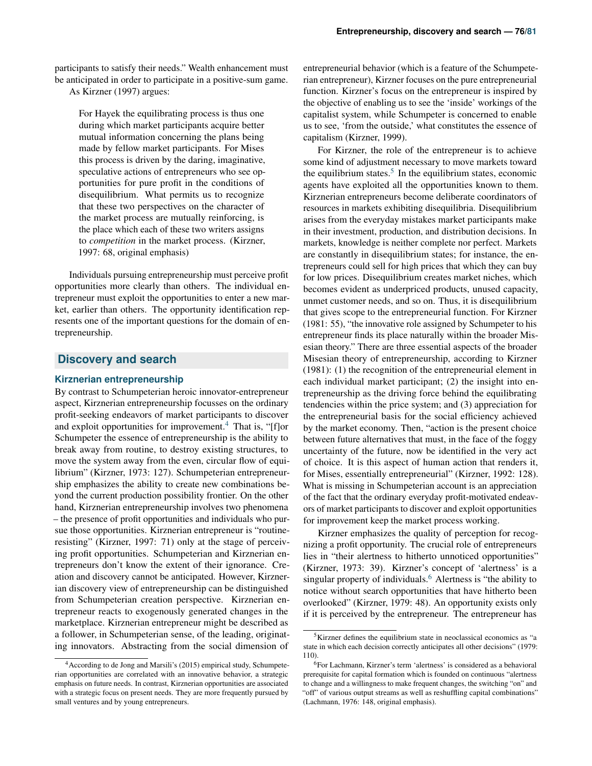participants to satisfy their needs." Wealth enhancement must be anticipated in order to participate in a positive-sum game.

As Kirzner (1997) argues:

> For Hayek the equilibrating process is thus one during which market participants acquire better mutual information concerning the plans being made by fellow market participants. For Mises this process is driven by the daring, imaginative, speculative actions of entrepreneurs who see opportunities for pure profit in the conditions of disequilibrium. What permits us to recognize that these two perspectives on the character of the market process are mutually reinforcing, is the place which each of these two writers assigns to *competition* in the market process. (Kirzner, 1997: 68, original emphasis)

Individuals pursuing entrepreneurship must perceive profit opportunities more clearly than others. The individual entrepreneur must exploit the opportunities to enter a new market, earlier than others. The opportunity identification represents one of the important questions for the domain of entrepreneurship.

## Discovery and search

### Kirznerian entrepreneurship

By contrast to Schumpeterian heroic innovator-entrepreneur aspect, Kirznerian entrepreneurship focusses on the ordinary profit-seeking endeavors of market participants to discover and exploit opportunities for improvement.[4] That is, "[f]or Schumpeter the essence of entrepreneurship is the ability to break away from routine, to destroy existing structures, to move the system away from the even, circular flow of equilibrium" (Kirzner, 1973: 127). Schumpeterian entrepreneurship emphasizes the ability to create new combinations beyond the current production possibility frontier. On the other hand, Kirznerian entrepreneurship involves two phenomena – the presence of profit opportunities and individuals who pursue those opportunities. Kirznerian entrepreneur is "routine-resisting" (Kirzner, 1997: 71) only at the stage of perceiving profit opportunities. Schumpeterian and Kirznerian entrepreneurs don't know the extent of their ignorance. Creation and discovery cannot be anticipated. However, Kirznerian discovery view of entrepreneurship can be distinguished from Schumpeterian creation perspective. Kirznerian entrepreneur reacts to exogenously generated changes in the marketplace. Kirznerian entrepreneur might be described as a follower, in Schumpeterian sense, of the leading, originating innovators. Abstracting from the social dimension of entrepreneurial behavior (which is a feature of the Schumpeterian entrepreneur), Kirzner focuses on the pure entrepreneurial function. Kirzner's focus on the entrepreneur is inspired by the objective of enabling us to see the 'inside' workings of the capitalist system, while Schumpeter is concerned to enable us to see, 'from the outside,' what constitutes the essence of capitalism (Kirzner, 1999).

For Kirzner, the role of the entrepreneur is to achieve some kind of adjustment necessary to move markets toward the equilibrium states.[5] In the equilibrium states, economic agents have exploited all the opportunities known to them. Kirznerian entrepreneurs become deliberate coordinators of resources in markets exhibiting disequilibria. Disequilibrium arises from the everyday mistakes market participants make in their investment, production, and distribution decisions. In markets, knowledge is neither complete nor perfect. Markets are constantly in disequilibrium states; for instance, the entrepreneurs could sell for high prices that which they can buy for low prices. Disequilibrium creates market niches, which becomes evident as underpriced products, unused capacity, unmet customer needs, and so on. Thus, it is disequilibrium that gives scope to the entrepreneurial function. For Kirzner (1981: 55), "the innovative role assigned by Schumpeter to his entrepreneur finds its place naturally within the broader Misesian theory." There are three essential aspects of the broader Misesian theory of entrepreneurship, according to Kirzner (1981): (1) the recognition of the entrepreneurial element in each individual market participant; (2) the insight into entrepreneurship as the driving force behind the equilibrating tendencies within the price system; and (3) appreciation for the entrepreneurial basis for the social efficiency achieved by the market economy. Then, "action is the present choice between future alternatives that must, in the face of the foggy uncertainty of the future, now be identified in the very act of choice. It is this aspect of human action that renders it, for Mises, essentially entrepreneurial" (Kirzner, 1992: 128). What is missing in Schumpeterian account is an appreciation of the fact that the ordinary everyday profit-motivated endeavors of market participants to discover and exploit opportunities for improvement keep the market process working.

Kirzner emphasizes the quality of perception for recognizing a profit opportunity. The crucial role of entrepreneurs lies in "their alertness to hitherto unnoticed opportunities" (Kirzner, 1973: 39). Kirzner's concept of 'alertness' is a singular property of individuals.[6] Alertness is "the ability to notice without search opportunities that have hitherto been overlooked" (Kirzner, 1979: 48). An opportunity exists only if it is perceived by the entrepreneur. The entrepreneur has

---

[4] According to de Jong and Marsili's (2015) empirical study, Schumpeterian opportunities are correlated with an innovative behavior, a strategic emphasis on future needs. In contrast, Kirznerian opportunities are associated with a strategic focus on present needs. They are more frequently pursued by small ventures and by young entrepreneurs.

[5] Kirzner defines the equilibrium state in neoclassical economics as "a state in which each decision correctly anticipates all other decisions" (1979: 110).

[6] For Lachmann, Kirzner's term 'alertness' is considered as a behavioral prerequisite for capital formation which is founded on continuous "alertness to change and a willingness to make frequent changes, the switching "on" and "off" of various output streams as well as reshuffling capital combinations" (Lachmann, 1976: 148, original emphasis).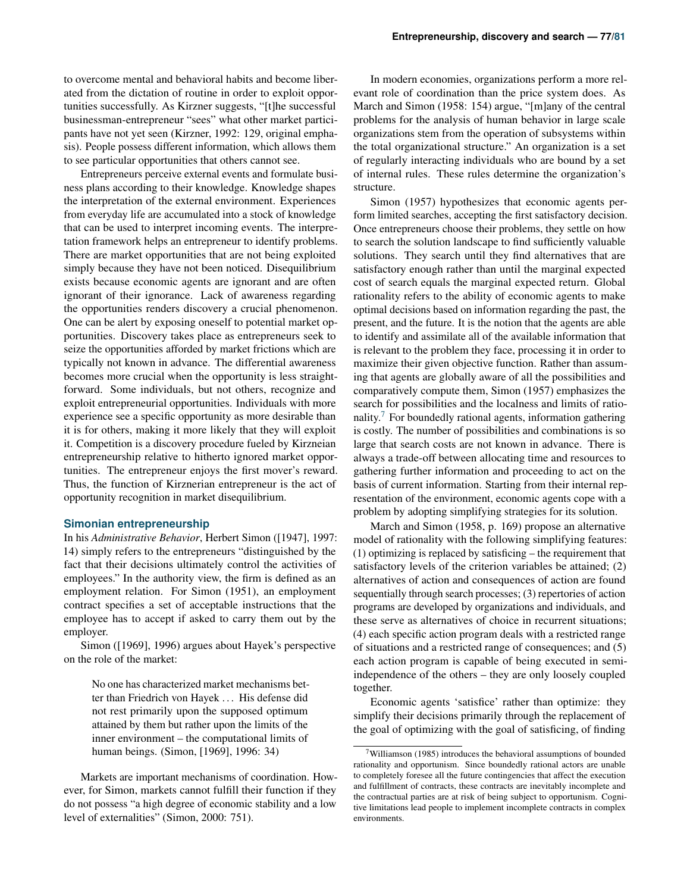to overcome mental and behavioral habits and become liberated from the dictation of routine in order to exploit opportunities successfully. As Kirzner suggests, "[t]he successful businessman-entrepreneur "sees" what other market participants have not yet seen (Kirzner, 1992: 129, original emphasis). People possess different information, which allows them to see particular opportunities that others cannot see.

Entrepreneurs perceive external events and formulate business plans according to their knowledge. Knowledge shapes the interpretation of the external environment. Experiences from everyday life are accumulated into a stock of knowledge that can be used to interpret incoming events. The interpretation framework helps an entrepreneur to identify problems. There are market opportunities that are not being exploited simply because they have not been noticed. Disequilibrium exists because economic agents are ignorant and are often ignorant of their ignorance. Lack of awareness regarding the opportunities renders discovery a crucial phenomenon. One can be alert by exposing oneself to potential market opportunities. Discovery takes place as entrepreneurs seek to seize the opportunities afforded by market frictions which are typically not known in advance. The differential awareness becomes more crucial when the opportunity is less straightforward. Some individuals, but not others, recognize and exploit entrepreneurial opportunities. Individuals with more experience see a specific opportunity as more desirable than it is for others, making it more likely that they will exploit it. Competition is a discovery procedure fueled by Kirzneian entrepreneurship relative to hitherto ignored market opportunities. The entrepreneur enjoys the first mover's reward. Thus, the function of Kirznerian entrepreneur is the act of opportunity recognition in market disequilibrium.

### Simonian entrepreneurship

In his *Administrative Behavior*, Herbert Simon ([1947], 1997: 14) simply refers to the entrepreneurs "distinguished by the fact that their decisions ultimately control the activities of employees." In the authority view, the firm is defined as an employment relation. For Simon (1951), an employment contract specifies a set of acceptable instructions that the employee has to accept if asked to carry them out by the employer.

Simon ([1969], 1996) argues about Hayek's perspective on the role of the market:

> No one has characterized market mechanisms better than Friedrich von Hayek ... His defense did not rest primarily upon the supposed optimum attained by them but rather upon the limits of the inner environment – the computational limits of human beings. (Simon, [1969], 1996: 34)

Markets are important mechanisms of coordination. However, for Simon, markets cannot fulfill their function if they do not possess "a high degree of economic stability and a low level of externalities" (Simon, 2000: 751).

In modern economies, organizations perform a more relevant role of coordination than the price system does. As March and Simon (1958: 154) argue, "[m]any of the central problems for the analysis of human behavior in large scale organizations stem from the operation of subsystems within the total organizational structure." An organization is a set of regularly interacting individuals who are bound by a set of internal rules. These rules determine the organization's structure.

Simon (1957) hypothesizes that economic agents perform limited searches, accepting the first satisfactory decision. Once entrepreneurs choose their problems, they settle on how to search the solution landscape to find sufficiently valuable solutions. They search until they find alternatives that are satisfactory enough rather than until the marginal expected cost of search equals the marginal expected return. Global rationality refers to the ability of economic agents to make optimal decisions based on information regarding the past, the present, and the future. It is the notion that the agents are able to identify and assimilate all of the available information that is relevant to the problem they face, processing it in order to maximize their given objective function. Rather than assuming that agents are globally aware of all the possibilities and comparatively compute them, Simon (1957) emphasizes the search for possibilities and the localness and limits of rationality.[7] For boundedly rational agents, information gathering is costly. The number of possibilities and combinations is so large that search costs are not known in advance. There is always a trade-off between allocating time and resources to gathering further information and proceeding to act on the basis of current information. Starting from their internal representation of the environment, economic agents cope with a problem by adopting simplifying strategies for its solution.

March and Simon (1958, p. 169) propose an alternative model of rationality with the following simplifying features: (1) optimizing is replaced by satisficing – the requirement that satisfactory levels of the criterion variables be attained; (2) alternatives of action and consequences of action are found sequentially through search processes; (3) repertories of action programs are developed by organizations and individuals, and these serve as alternatives of choice in recurrent situations; (4) each specific action program deals with a restricted range of situations and a restricted range of consequences; and (5) each action program is capable of being executed in semi-independence of the others – they are only loosely coupled together.

Economic agents 'satisfice' rather than optimize: they simplify their decisions primarily through the replacement of the goal of optimizing with the goal of satisficing, of finding

---

[7] Williamson (1985) introduces the behavioral assumptions of bounded rationality and opportunism. Since boundedly rational actors are unable to completely foresee all the future contingencies that affect the execution and fulfillment of contracts, these contracts are inevitably incomplete and the contractual parties are at risk of being subject to opportunism. Cognitive limitations lead people to implement incomplete contracts in complex environments.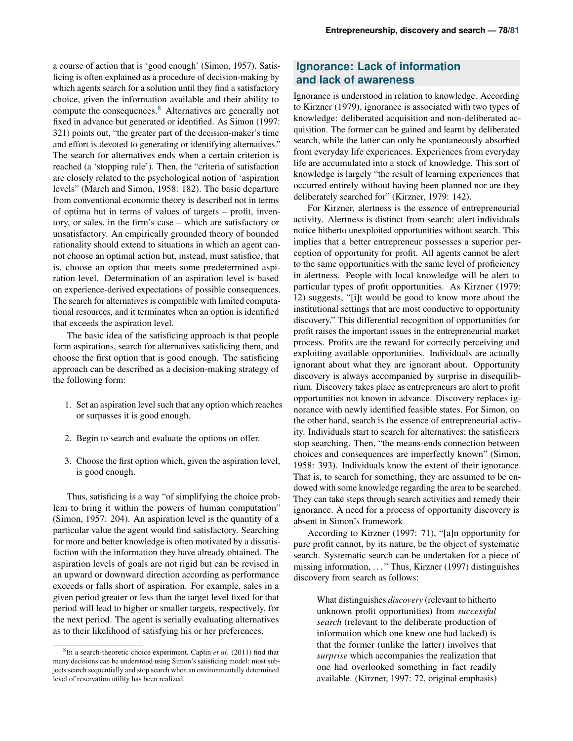a course of action that is 'good enough' (Simon, 1957). Satisficing is often explained as a procedure of decision-making by which agents search for a solution until they find a satisfactory choice, given the information available and their ability to compute the consequences.[8] Alternatives are generally not fixed in advance but generated or identified. As Simon (1997: 321) points out, "the greater part of the decision-maker's time and effort is devoted to generating or identifying alternatives." The search for alternatives ends when a certain criterion is reached (a 'stopping rule'). Then, the "criteria of satisfaction are closely related to the psychological notion of 'aspiration levels" (March and Simon, 1958: 182). The basic departure from conventional economic theory is described not in terms of optima but in terms of values of targets – profit, inventory, or sales, in the firm's case – which are satisfactory or unsatisfactory. An empirically grounded theory of bounded rationality should extend to situations in which an agent cannot choose an optimal action but, instead, must satisfice, that is, choose an option that meets some predetermined aspiration level. Determination of an aspiration level is based on experience-derived expectations of possible consequences. The search for alternatives is compatible with limited computational resources, and it terminates when an option is identified that exceeds the aspiration level.

The basic idea of the satisficing approach is that people form aspirations, search for alternatives satisficing them, and choose the first option that is good enough. The satisficing approach can be described as a decision-making strategy of the following form:

1. Set an aspiration level such that any option which reaches or surpasses it is good enough.
2. Begin to search and evaluate the options on offer.
3. Choose the first option which, given the aspiration level, is good enough.

Thus, satisficing is a way "of simplifying the choice problem to bring it within the powers of human computation" (Simon, 1957: 204). An aspiration level is the quantity of a particular value the agent would find satisfactory. Searching for more and better knowledge is often motivated by a dissatisfaction with the information they have already obtained. The aspiration levels of goals are not rigid but can be revised in an upward or downward direction according as performance exceeds or falls short of aspiration. For example, sales in a given period greater or less than the target level fixed for that period will lead to higher or smaller targets, respectively, for the next period. The agent is serially evaluating alternatives as to their likelihood of satisfying his or her preferences.

[8] In a search-theoretic choice experiment, Caplin *et al.* (2011) find that many decisions can be understood using Simon's satisficing model: most subjects search sequentially and stop search when an environmentally determined level of reservation utility has been realized.

## Ignorance: Lack of information and lack of awareness

Ignorance is understood in relation to knowledge. According to Kirzner (1979), ignorance is associated with two types of knowledge: deliberated acquisition and non-deliberated acquisition. The former can be gained and learnt by deliberated search, while the latter can only be spontaneously absorbed from everyday life experiences. Experiences from everyday life are accumulated into a stock of knowledge. This sort of knowledge is largely "the result of learning experiences that occurred entirely without having been planned nor are they deliberately searched for" (Kirzner, 1979: 142).

For Kirzner, alertness is the essence of entrepreneurial activity. Alertness is distinct from search: alert individuals notice hitherto unexploited opportunities without search. This implies that a better entrepreneur possesses a superior perception of opportunity for profit. All agents cannot be alert to the same opportunities with the same level of proficiency in alertness. People with local knowledge will be alert to particular types of profit opportunities. As Kirzner (1979: 12) suggests, "[i]t would be good to know more about the institutional settings that are most conductive to opportunity discovery." This differential recognition of opportunities for profit raises the important issues in the entrepreneurial market process. Profits are the reward for correctly perceiving and exploiting available opportunities. Individuals are actually ignorant about what they are ignorant about. Opportunity discovery is always accompanied by surprise in disequilibrium. Discovery takes place as entrepreneurs are alert to profit opportunities not known in advance. Discovery replaces ignorance with newly identified feasible states. For Simon, on the other hand, search is the essence of entrepreneurial activity. Individuals start to search for alternatives; the satisficers stop searching. Then, "the means-ends connection between choices and consequences are imperfectly known" (Simon, 1958: 393). Individuals know the extent of their ignorance. That is, to search for something, they are assumed to be endowed with some knowledge regarding the area to be searched. They can take steps through search activities and remedy their ignorance. A need for a process of opportunity discovery is absent in Simon's framework

According to Kirzner (1997: 71), "[a]n opportunity for pure profit cannot, by its nature, be the object of systematic search. Systematic search can be undertaken for a piece of missing information, ..." Thus, Kirzner (1997) distinguishes discovery from search as follows:

> What distinguishes *discovery* (relevant to hitherto unknown profit opportunities) from *successful search* (relevant to the deliberate production of information which one knew one had lacked) is that the former (unlike the latter) involves that *surprise* which accompanies the realization that one had overlooked something in fact readily available. (Kirzner, 1997: 72, original emphasis)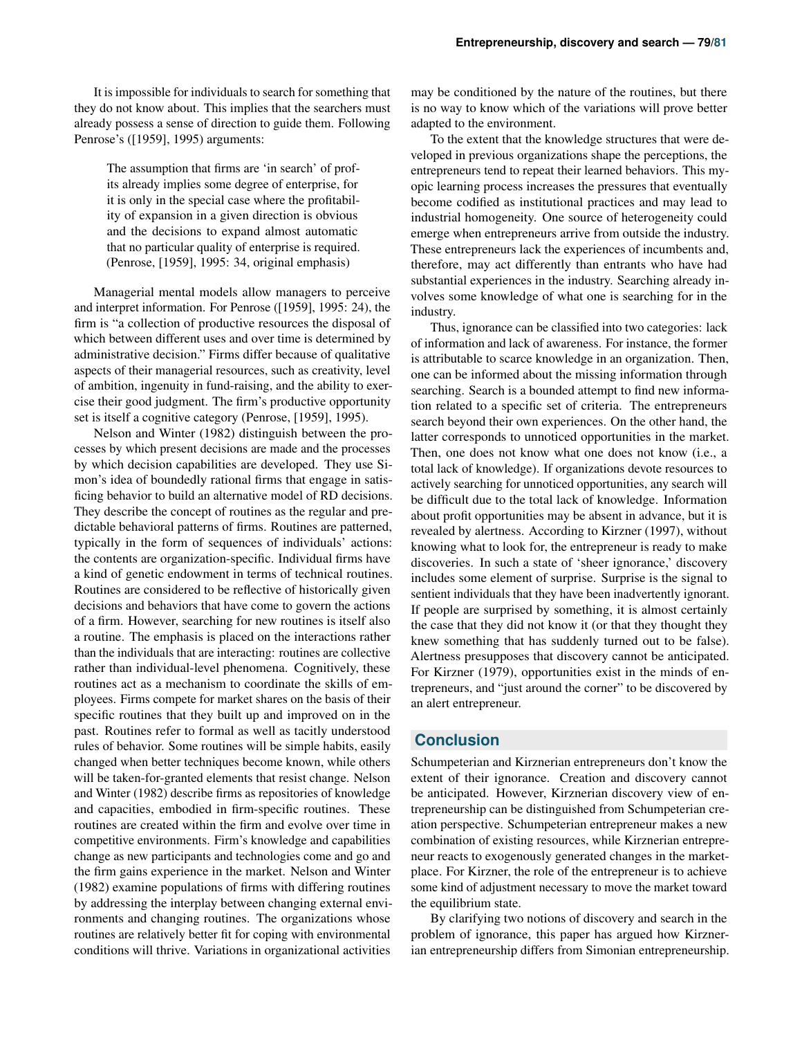It is impossible for individuals to search for something that they do not know about. This implies that the searchers must already possess a sense of direction to guide them. Following Penrose's ([1959], 1995) arguments:

> The assumption that firms are 'in search' of profits already implies some degree of enterprise, for it is only in the special case where the profitability of expansion in a given direction is obvious and the decisions to expand almost automatic that no particular quality of enterprise is required. (Penrose, [1959], 1995: 34, original emphasis)

Managerial mental models allow managers to perceive and interpret information. For Penrose ([1959], 1995: 24), the firm is "a collection of productive resources the disposal of which between different uses and over time is determined by administrative decision." Firms differ because of qualitative aspects of their managerial resources, such as creativity, level of ambition, ingenuity in fund-raising, and the ability to exercise their good judgment. The firm's productive opportunity set is itself a cognitive category (Penrose, [1959], 1995).

Nelson and Winter (1982) distinguish between the processes by which present decisions are made and the processes by which decision capabilities are developed. They use Simon's idea of boundedly rational firms that engage in satisficing behavior to build an alternative model of RD decisions. They describe the concept of routines as the regular and predictable behavioral patterns of firms. Routines are patterned, typically in the form of sequences of individuals' actions: the contents are organization-specific. Individual firms have a kind of genetic endowment in terms of technical routines. Routines are considered to be reflective of historically given decisions and behaviors that have come to govern the actions of a firm. However, searching for new routines is itself also a routine. The emphasis is placed on the interactions rather than the individuals that are interacting: routines are collective rather than individual-level phenomena. Cognitively, these routines act as a mechanism to coordinate the skills of employees. Firms compete for market shares on the basis of their specific routines that they built up and improved on in the past. Routines refer to formal as well as tacitly understood rules of behavior. Some routines will be simple habits, easily changed when better techniques become known, while others will be taken-for-granted elements that resist change. Nelson and Winter (1982) describe firms as repositories of knowledge and capacities, embodied in firm-specific routines. These routines are created within the firm and evolve over time in competitive environments. Firm's knowledge and capabilities change as new participants and technologies come and go and the firm gains experience in the market. Nelson and Winter (1982) examine populations of firms with differing routines by addressing the interplay between changing external environments and changing routines. The organizations whose routines are relatively better fit for coping with environmental conditions will thrive. Variations in organizational activities may be conditioned by the nature of the routines, but there is no way to know which of the variations will prove better adapted to the environment.

To the extent that the knowledge structures that were developed in previous organizations shape the perceptions, the entrepreneurs tend to repeat their learned behaviors. This myopic learning process increases the pressures that eventually become codified as institutional practices and may lead to industrial homogeneity. One source of heterogeneity could emerge when entrepreneurs arrive from outside the industry. These entrepreneurs lack the experiences of incumbents and, therefore, may act differently than entrants who have had substantial experiences in the industry. Searching already involves some knowledge of what one is searching for in the industry.

Thus, ignorance can be classified into two categories: lack of information and lack of awareness. For instance, the former is attributable to scarce knowledge in an organization. Then, one can be informed about the missing information through searching. Search is a bounded attempt to find new information related to a specific set of criteria. The entrepreneurs search beyond their own experiences. On the other hand, the latter corresponds to unnoticed opportunities in the market. Then, one does not know what one does not know (i.e., a total lack of knowledge). If organizations devote resources to actively searching for unnoticed opportunities, any search will be difficult due to the total lack of knowledge. Information about profit opportunities may be absent in advance, but it is revealed by alertness. According to Kirzner (1997), without knowing what to look for, the entrepreneur is ready to make discoveries. In such a state of 'sheer ignorance,' discovery includes some element of surprise. Surprise is the signal to sentient individuals that they have been inadvertently ignorant. If people are surprised by something, it is almost certainly the case that they did not know it (or that they thought they knew something that has suddenly turned out to be false). Alertness presupposes that discovery cannot be anticipated. For Kirzner (1979), opportunities exist in the minds of entrepreneurs, and "just around the corner" to be discovered by an alert entrepreneur.

## Conclusion

Schumpeterian and Kirznerian entrepreneurs don't know the extent of their ignorance. Creation and discovery cannot be anticipated. However, Kirznerian discovery view of entrepreneurship can be distinguished from Schumpeterian creation perspective. Schumpeterian entrepreneur makes a new combination of existing resources, while Kirznerian entrepreneur reacts to exogenously generated changes in the marketplace. For Kirzner, the role of the entrepreneur is to achieve some kind of adjustment necessary to move the market toward the equilibrium state.

By clarifying two notions of discovery and search in the problem of ignorance, this paper has argued how Kirznerian entrepreneurship differs from Simonian entrepreneurship.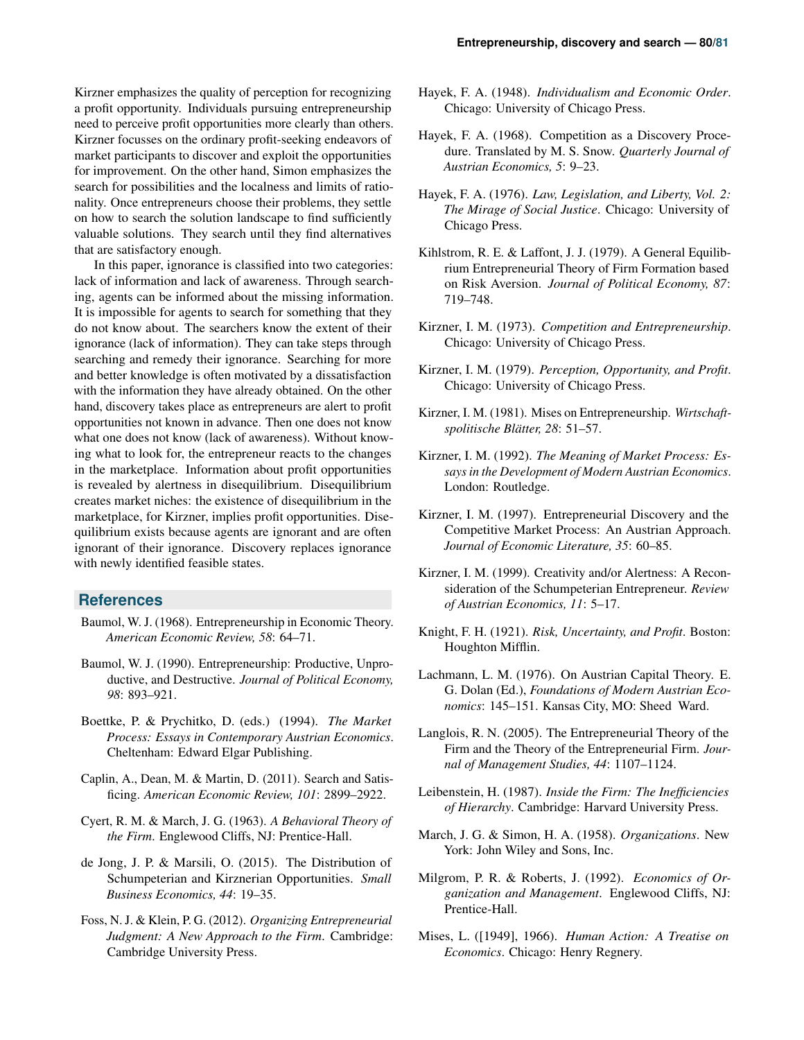Kirzner emphasizes the quality of perception for recognizing a profit opportunity. Individuals pursuing entrepreneurship need to perceive profit opportunities more clearly than others. Kirzner focusses on the ordinary profit-seeking endeavors of market participants to discover and exploit the opportunities for improvement. On the other hand, Simon emphasizes the search for possibilities and the localness and limits of rationality. Once entrepreneurs choose their problems, they settle on how to search the solution landscape to find sufficiently valuable solutions. They search until they find alternatives that are satisfactory enough.

In this paper, ignorance is classified into two categories: lack of information and lack of awareness. Through searching, agents can be informed about the missing information. It is impossible for agents to search for something that they do not know about. The searchers know the extent of their ignorance (lack of information). They can take steps through searching and remedy their ignorance. Searching for more and better knowledge is often motivated by a dissatisfaction with the information they have already obtained. On the other hand, discovery takes place as entrepreneurs are alert to profit opportunities not known in advance. Then one does not know what one does not know (lack of awareness). Without knowing what to look for, the entrepreneur reacts to the changes in the marketplace. Information about profit opportunities is revealed by alertness in disequilibrium. Disequilibrium creates market niches: the existence of disequilibrium in the marketplace, for Kirzner, implies profit opportunities. Disequilibrium exists because agents are ignorant and are often ignorant of their ignorance. Discovery replaces ignorance with newly identified feasible states.

## References

Baumol, W. J. (1968). Entrepreneurship in Economic Theory. *American Economic Review, 58*: 64–71.

Baumol, W. J. (1990). Entrepreneurship: Productive, Unproductive, and Destructive. *Journal of Political Economy, 98*: 893–921.

Boettke, P. & Prychitko, D. (eds.) (1994). *The Market Process: Essays in Contemporary Austrian Economics*. Cheltenham: Edward Elgar Publishing.

Caplin, A., Dean, M. & Martin, D. (2011). Search and Satisficing. *American Economic Review, 101*: 2899–2922.

Cyert, R. M. & March, J. G. (1963). *A Behavioral Theory of the Firm*. Englewood Cliffs, NJ: Prentice-Hall.

de Jong, J. P. & Marsili, O. (2015). The Distribution of Schumpeterian and Kirznerian Opportunities. *Small Business Economics, 44*: 19–35.

Foss, N. J. & Klein, P. G. (2012). *Organizing Entrepreneurial Judgment: A New Approach to the Firm*. Cambridge: Cambridge University Press.

Hayek, F. A. (1948). *Individualism and Economic Order*. Chicago: University of Chicago Press.

Hayek, F. A. (1968). Competition as a Discovery Procedure. Translated by M. S. Snow. *Quarterly Journal of Austrian Economics, 5*: 9–23.

Hayek, F. A. (1976). *Law, Legislation, and Liberty, Vol. 2: The Mirage of Social Justice*. Chicago: University of Chicago Press.

Kihlstrom, R. E. & Laffont, J. J. (1979). A General Equilibrium Entrepreneurial Theory of Firm Formation based on Risk Aversion. *Journal of Political Economy, 87*: 719–748.

Kirzner, I. M. (1973). *Competition and Entrepreneurship*. Chicago: University of Chicago Press.

Kirzner, I. M. (1979). *Perception, Opportunity, and Profit*. Chicago: University of Chicago Press.

Kirzner, I. M. (1981). Mises on Entrepreneurship. *Wirtschaftspolitische Blätter, 28*: 51–57.

Kirzner, I. M. (1992). *The Meaning of Market Process: Essays in the Development of Modern Austrian Economics*. London: Routledge.

Kirzner, I. M. (1997). Entrepreneurial Discovery and the Competitive Market Process: An Austrian Approach. *Journal of Economic Literature, 35*: 60–85.

Kirzner, I. M. (1999). Creativity and/or Alertness: A Reconsideration of the Schumpeterian Entrepreneur. *Review of Austrian Economics, 11*: 5–17.

Knight, F. H. (1921). *Risk, Uncertainty, and Profit*. Boston: Houghton Mifflin.

Lachmann, L. M. (1976). On Austrian Capital Theory. E. G. Dolan (Ed.), *Foundations of Modern Austrian Economics*: 145–151. Kansas City, MO: Sheed Ward.

Langlois, R. N. (2005). The Entrepreneurial Theory of the Firm and the Theory of the Entrepreneurial Firm. *Journal of Management Studies, 44*: 1107–1124.

Leibenstein, H. (1987). *Inside the Firm: The Inefficiencies of Hierarchy*. Cambridge: Harvard University Press.

March, J. G. & Simon, H. A. (1958). *Organizations*. New York: John Wiley and Sons, Inc.

Milgrom, P. R. & Roberts, J. (1992). *Economics of Organization and Management*. Englewood Cliffs, NJ: Prentice-Hall.

Mises, L. ([1949], 1966). *Human Action: A Treatise on Economics*. Chicago: Henry Regnery.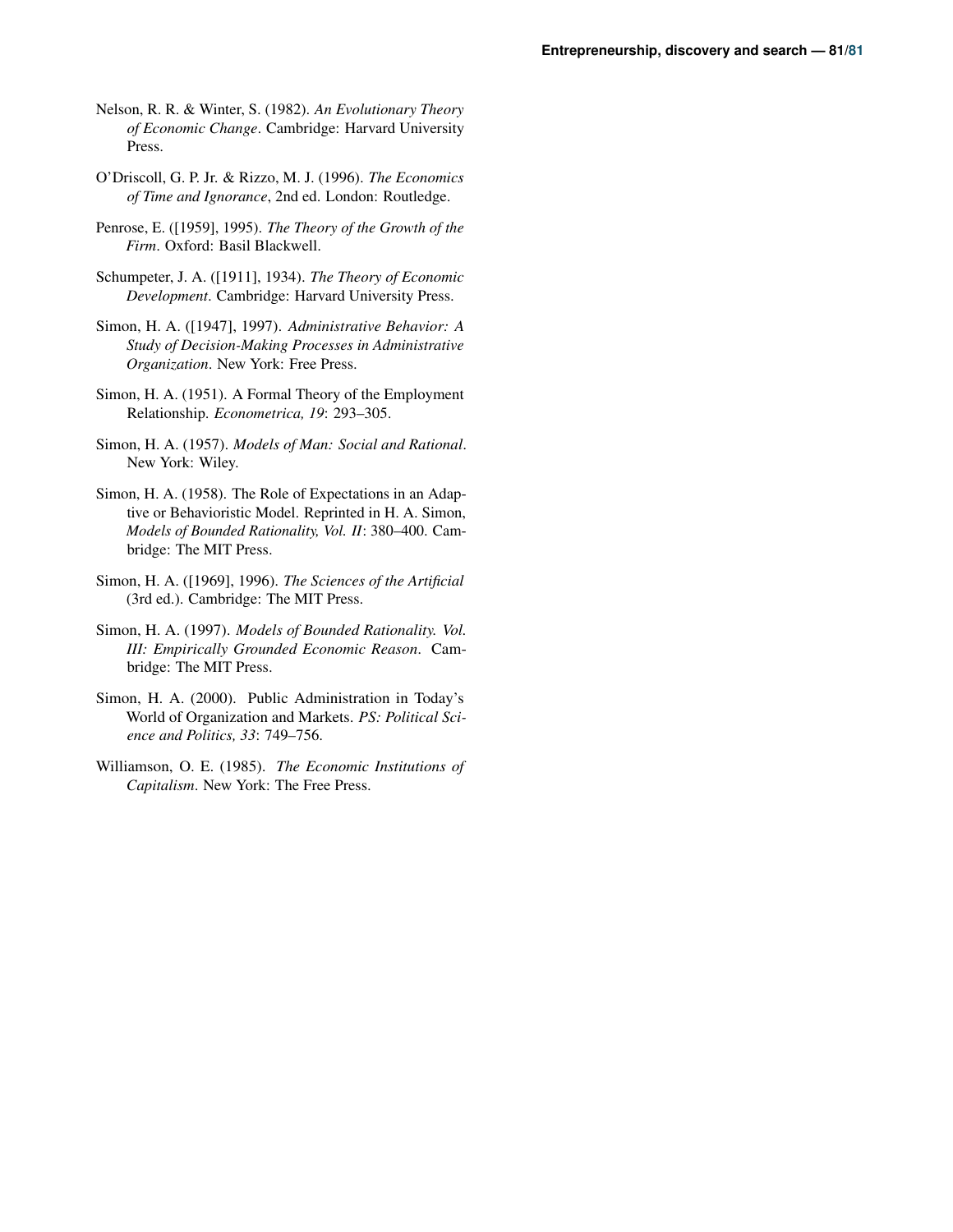Nelson, R. R. & Winter, S. (1982). *An Evolutionary Theory of Economic Change*. Cambridge: Harvard University Press.

O'Driscoll, G. P. Jr. & Rizzo, M. J. (1996). *The Economics of Time and Ignorance*, 2nd ed. London: Routledge.

Penrose, E. ([1959], 1995). *The Theory of the Growth of the Firm*. Oxford: Basil Blackwell.

Schumpeter, J. A. ([1911], 1934). *The Theory of Economic Development*. Cambridge: Harvard University Press.

Simon, H. A. ([1947], 1997). *Administrative Behavior: A Study of Decision-Making Processes in Administrative Organization*. New York: Free Press.

Simon, H. A. (1951). A Formal Theory of the Employment Relationship. *Econometrica, 19*: 293–305.

Simon, H. A. (1957). *Models of Man: Social and Rational*. New York: Wiley.

Simon, H. A. (1958). The Role of Expectations in an Adaptive or Behavioristic Model. Reprinted in H. A. Simon, *Models of Bounded Rationality, Vol. II*: 380–400. Cambridge: The MIT Press.

Simon, H. A. ([1969], 1996). *The Sciences of the Artificial* (3rd ed.). Cambridge: The MIT Press.

Simon, H. A. (1997). *Models of Bounded Rationality. Vol. III: Empirically Grounded Economic Reason*. Cambridge: The MIT Press.

Simon, H. A. (2000). Public Administration in Today's World of Organization and Markets. *PS: Political Science and Politics, 33*: 749–756.

Williamson, O. E. (1985). *The Economic Institutions of Capitalism*. New York: The Free Press.